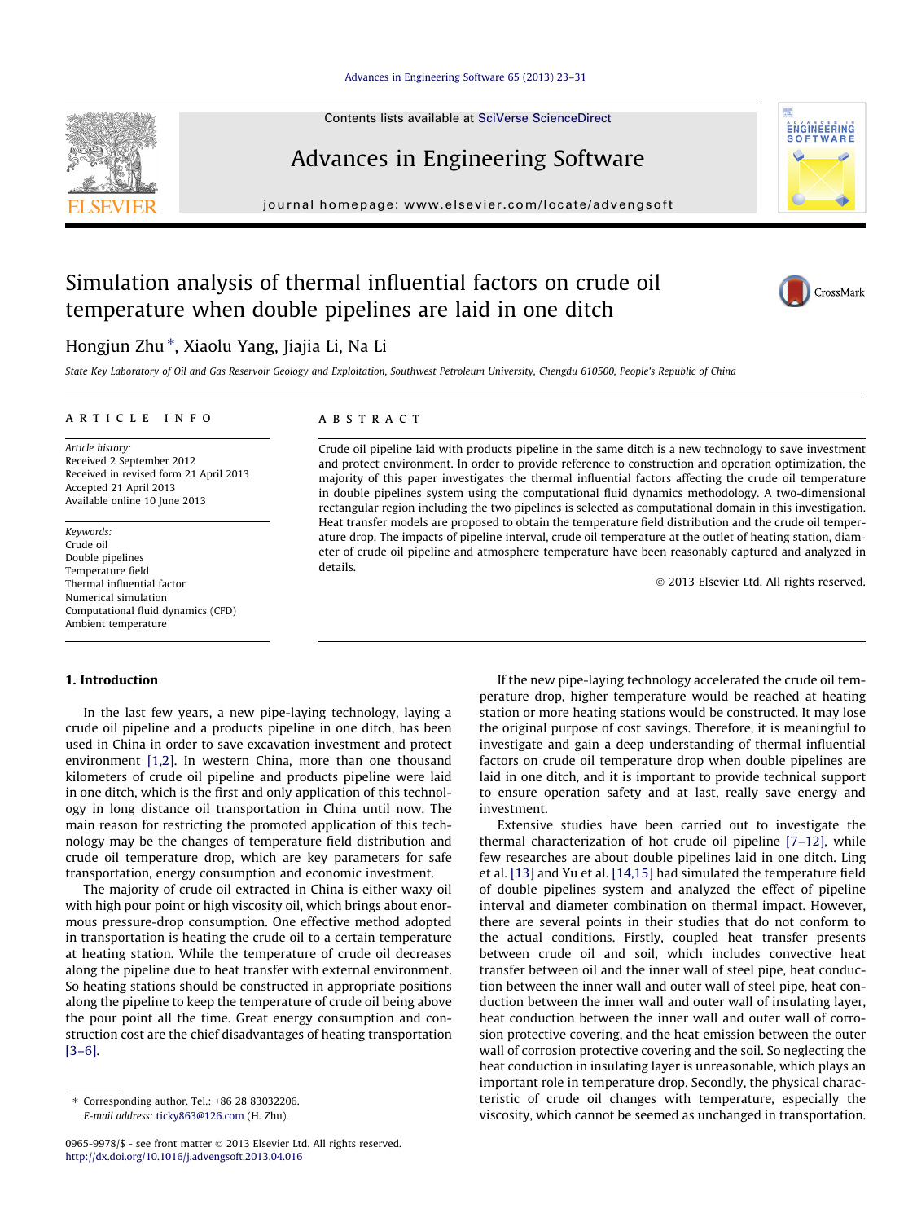# Simulation analysis of thermal influential factors on crude oil temperature when double pipelines are laid in one ditch

Hongjun Zhu *, Xiaolu Yang, Jiajia Li, Na Li

*State Key Laboratory of Oil and Gas Reservoir Geology and Exploitation, Southwest Petroleum University, Chengdu 610500, People's Republic of China*

## ARTICLE INFO

*Article history:*
Received 2 September 2012
Received in revised form 21 April 2013
Accepted 21 April 2013
Available online 10 June 2013

*Keywords:*
Crude oil
Double pipelines
Temperature field
Thermal influential factor
Numerical simulation
Computational fluid dynamics (CFD)
Ambient temperature

## ABSTRACT

Crude oil pipeline laid with products pipeline in the same ditch is a new technology to save investment and protect environment. In order to provide reference to construction and operation optimization, the majority of this paper investigates the thermal influential factors affecting the crude oil temperature in double pipelines system using the computational fluid dynamics methodology. A two-dimensional rectangular region including the two pipelines is selected as computational domain in this investigation. Heat transfer models are proposed to obtain the temperature field distribution and the crude oil temperature drop. The impacts of pipeline interval, crude oil temperature at the outlet of heating station, diameter of crude oil pipeline and atmosphere temperature have been reasonably captured and analyzed in details.

© 2013 Elsevier Ltd. All rights reserved.

## 1. Introduction

In the last few years, a new pipe-laying technology, laying a crude oil pipeline and a products pipeline in one ditch, has been used in China in order to save excavation investment and protect environment [1,2]. In western China, more than one thousand kilometers of crude oil pipeline and products pipeline were laid in one ditch, which is the first and only application of this technology in long distance oil transportation in China until now. The main reason for restricting the promoted application of this technology may be the changes of temperature field distribution and crude oil temperature drop, which are key parameters for safe transportation, energy consumption and economic investment.

The majority of crude oil extracted in China is either waxy oil with high pour point or high viscosity oil, which brings about enormous pressure-drop consumption. One effective method adopted in transportation is heating the crude oil to a certain temperature at heating station. While the temperature of crude oil decreases along the pipeline due to heat transfer with external environment. So heating stations should be constructed in appropriate positions along the pipeline to keep the temperature of crude oil being above the pour point all the time. Great energy consumption and construction cost are the chief disadvantages of heating transportation [3–6].

If the new pipe-laying technology accelerated the crude oil temperature drop, higher temperature would be reached at heating station or more heating stations would be constructed. It may lose the original purpose of cost savings. Therefore, it is meaningful to investigate and gain a deep understanding of thermal influential factors on crude oil temperature drop when double pipelines are laid in one ditch, and it is important to provide technical support to ensure operation safety and at last, really save energy and investment.

Extensive studies have been carried out to investigate the thermal characterization of hot crude oil pipeline [7–12], while few researches are about double pipelines laid in one ditch. Ling et al. [13] and Yu et al. [14,15] had simulated the temperature field of double pipelines system and analyzed the effect of pipeline interval and diameter combination on thermal impact. However, there are several points in their studies that do not conform to the actual conditions. Firstly, coupled heat transfer presents between crude oil and soil, which includes convective heat transfer between oil and the inner wall of steel pipe, heat conduction between the inner wall and outer wall of steel pipe, heat conduction between the inner wall and outer wall of insulating layer, heat conduction between the inner wall and outer wall of corrosion protective covering, and the heat emission between the outer wall of corrosion protective covering and the soil. So neglecting the heat conduction in insulating layer is unreasonable, which plays an important role in temperature drop. Secondly, the physical characteristic of crude oil changes with temperature, especially the viscosity, which cannot be seemed as unchanged in transportation.

---

* Corresponding author. Tel.: +86 28 83032206.
E-mail address: ticky863@126.com (H. Zhu).

0965-9978/$ - see front matter © 2013 Elsevier Ltd. All rights reserved.
http://dx.doi.org/10.1016/j.advengsoft.2013.04.016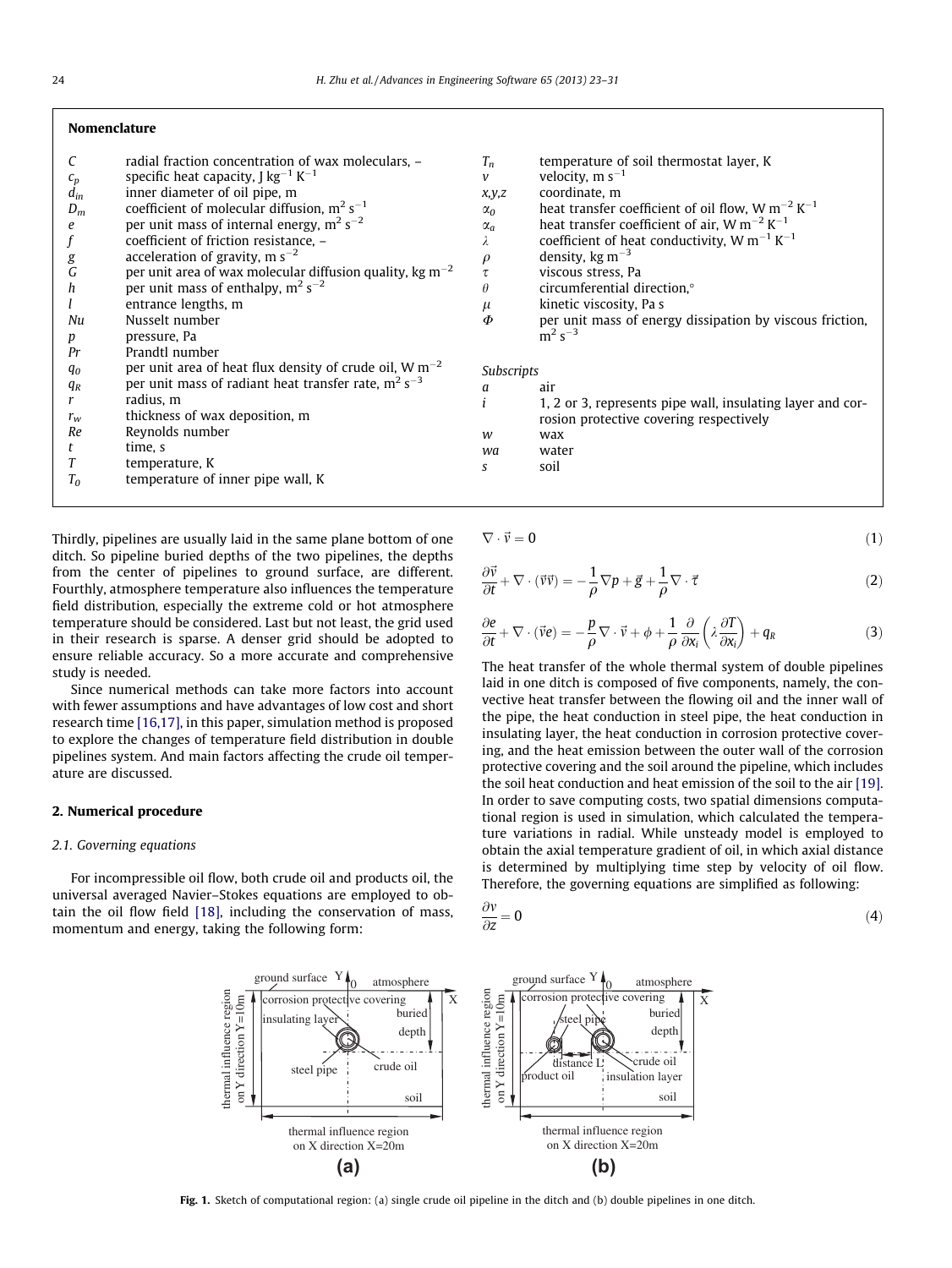## Nomenclature

| | | | |
|---|---|---|---|
| $C$ | radial fraction concentration of wax moleculars, – | $T_n$ | temperature of soil thermostat layer, K |
| $c_p$ | specific heat capacity, J kg$^{-1}$ K$^{-1}$ | $v$ | velocity, m s$^{-1}$ |
| $d_{in}$ | inner diameter of oil pipe, m | $x,y,z$ | coordinate, m |
| $D_m$ | coefficient of molecular diffusion, m$^2$ s$^{-1}$ | $\alpha_0$ | heat transfer coefficient of oil flow, W m$^{-2}$ K$^{-1}$ |
| $e$ | per unit mass of internal energy, m$^2$ s$^{-2}$ | $\alpha_a$ | heat transfer coefficient of air, W m$^{-2}$ K$^{-1}$ |
| $f$ | coefficient of friction resistance, – | $\lambda$ | coefficient of heat conductivity, W m$^{-1}$ K$^{-1}$ |
| $g$ | acceleration of gravity, m s$^{-2}$ | $\rho$ | density, kg m$^{-3}$ |
| $G$ | per unit area of wax molecular diffusion quality, kg m$^{-2}$ | $\tau$ | viscous stress, Pa |
| $h$ | per unit mass of enthalpy, m$^2$ s$^{-2}$ | $\theta$ | circumferential direction,° |
| $l$ | entrance lengths, m | $\mu$ | kinetic viscosity, Pa s |
| $Nu$ | Nusselt number | $\Phi$ | per unit mass of energy dissipation by viscous friction, m$^2$ s$^{-3}$ |
| $p$ | pressure, Pa | | |
| $Pr$ | Prandtl number | *Subscripts* | |
| $q_0$ | per unit area of heat flux density of crude oil, W m$^{-2}$ | $a$ | air |
| $q_R$ | per unit mass of radiant heat transfer rate, m$^2$ s$^{-3}$ | $i$ | 1, 2 or 3, represents pipe wall, insulating layer and corrosion protective covering respectively |
| $r$ | radius, m | $w$ | wax |
| $r_w$ | thickness of wax deposition, m | $wa$ | water |
| $Re$ | Reynolds number | $s$ | soil |
| $t$ | time, s | | |
| $T$ | temperature, K | | |
| $T_0$ | temperature of inner pipe wall, K | | |

Thirdly, pipelines are usually laid in the same plane bottom of one ditch. So pipeline buried depths of the two pipelines, the depths from the center of pipelines to ground surface, are different. Fourthly, atmosphere temperature also influences the temperature field distribution, especially the extreme cold or hot atmosphere temperature should be considered. Last but not least, the grid used in their research is sparse. A denser grid should be adopted to ensure reliable accuracy. So a more accurate and comprehensive study is needed.

Since numerical methods can take more factors into account with fewer assumptions and have advantages of low cost and short research time [16,17], in this paper, simulation method is proposed to explore the changes of temperature field distribution in double pipelines system. And main factors affecting the crude oil temperature are discussed.

## 2. Numerical procedure

### 2.1. Governing equations

For incompressible oil flow, both crude oil and products oil, the universal averaged Navier–Stokes equations are employed to obtain the oil flow field [18], including the conservation of mass, momentum and energy, taking the following form:

$$\nabla \cdot \vec{v} = 0 \tag{1}$$

$$\frac{\partial \vec{v}}{\partial t} + \nabla \cdot (\vec{v}\vec{v}) = -\frac{1}{\rho}\nabla p + \vec{g} + \frac{1}{\rho}\nabla \cdot \vec{\tau} \tag{2}$$

$$\frac{\partial e}{\partial t} + \nabla \cdot (\vec{v}e) = -\frac{p}{\rho}\nabla \cdot \vec{v} + \phi + \frac{1}{\rho}\frac{\partial}{\partial x_i}\left(\lambda \frac{\partial T}{\partial x_i}\right) + q_R \tag{3}$$

The heat transfer of the whole thermal system of double pipelines laid in one ditch is composed of five components, namely, the convective heat transfer between the flowing oil and the inner wall of the pipe, the heat conduction in steel pipe, the heat conduction in insulating layer, the heat conduction in corrosion protective covering, and the heat emission between the outer wall of the corrosion protective covering and the soil around the pipeline, which includes the soil heat conduction and heat emission of the soil to the air [19]. In order to save computing costs, two spatial dimensions computational region is used in simulation, which calculated the temperature variations in radial. While unsteady model is employed to obtain the axial temperature gradient of oil, in which axial distance is determined by multiplying time step by velocity of oil flow. Therefore, the governing equations are simplified as following:

$$\frac{\partial v}{\partial z} = 0 \tag{4}$$

Fig. 1. Sketch of computational region: (a) single crude oil pipeline in the ditch and (b) double pipelines in one ditch.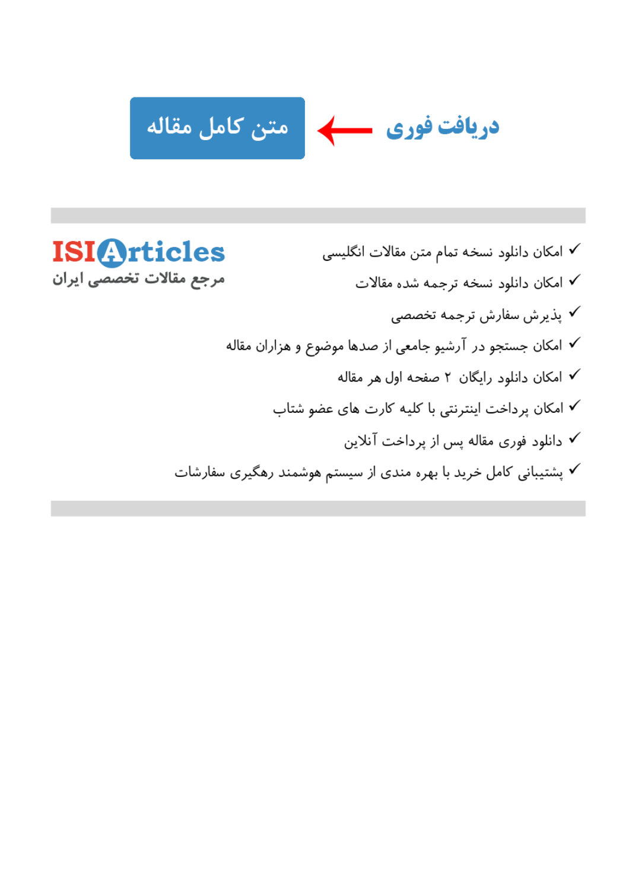دریافت فوری ← **متن کامل مقاله**

**ISIArticles**
مرجع مقالات تخصصی ایران

- ✓ امکان دانلود نسخه تمام متن مقالات انگلیسی
- ✓ امکان دانلود نسخه ترجمه شده مقالات
- ✓ پذیرش سفارش ترجمه تخصصی
- ✓ امکان جستجو در آرشیو جامعی از صدها موضوع و هزاران مقاله
- ✓ امکان دانلود رایگان ۲ صفحه اول هر مقاله
- ✓ امکان پرداخت اینترنتی با کلیه کارت های عضو شتاب
- ✓ دانلود فوری مقاله پس از پرداخت آنلاین
- ✓ پشتیبانی کامل خرید با بهره مندی از سیستم هوشمند رهگیری سفارشات